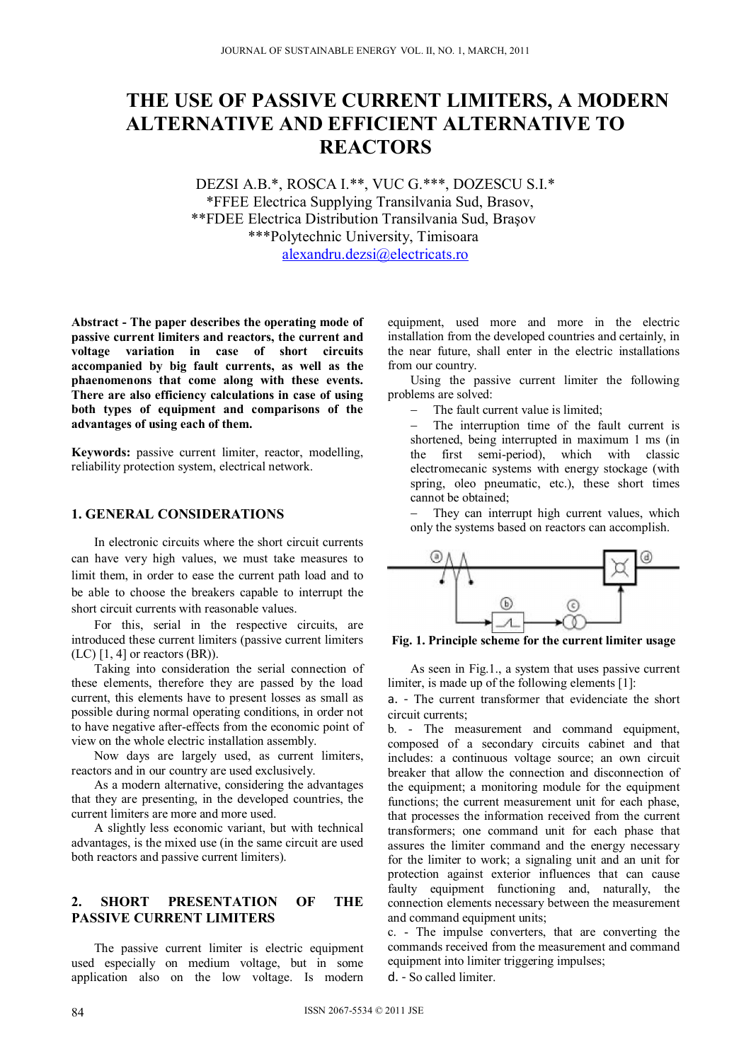# THE USE OF PASSIVE CURRENT LIMITERS, A MODERN ALTERNATIVE AND EFFICIENT ALTERNATIVE TO REACTORS

DEZSI A.B.*, ROSCA I.**, VUC G.***, DOZESCU S.I.*
*FFEE Electrica Supplying Transilvania Sud, Brasov,
**FDEE Electrica Distribution Transilvania Sud, Braşov
***Polytechnic University, Timisoara
alexandru.dezsi@electricats.ro

**Abstract - The paper describes the operating mode of passive current limiters and reactors, the current and voltage variation in case of short circuits accompanied by big fault currents, as well as the phaenomenons that come along with these events. There are also efficiency calculations in case of using both types of equipment and comparisons of the advantages of using each of them.**

**Keywords:** passive current limiter, reactor, modelling, reliability protection system, electrical network.

## 1. GENERAL CONSIDERATIONS

In electronic circuits where the short circuit currents can have very high values, we must take measures to limit them, in order to ease the current load and to be able to choose the breakers capable to interrupt the short circuit currents with reasonable values.

For this, serial in the respective circuits, are introduced these current limiters (passive current limiters (LC) [1, 4] or reactors (BR)).

Taking into consideration the serial connection of these elements, therefore they are passed by the load current, this elements have to present losses as small as possible during normal operating conditions, in order not to have negative after-effects from the economic point of view on the whole electric installation assembly.

Now days are largely used, as current limiters, reactors and in our country are used exclusively.

As a modern alternative, considering the advantages that they are presenting, in the developed countries, the current limiters are more and more used.

A slightly less economic variant, but with technical advantages, is the mixed use (in the same circuit are used both reactors and passive current limiters).

## 2. SHORT PRESENTATION OF THE PASSIVE CURRENT LIMITERS

The passive current limiter is electric equipment used especially on medium voltage, but in some application also on the low voltage. Is modern equipment, used more and more in the electric installation from the developed countries and certainly, in the near future, shall enter in the electric installations from our country.

Using the passive current limiter the following problems are solved:

– The fault current value is limited;

– The interruption time of the fault current is shortened, being interrupted in maximum 1 ms (in the first semi-period), which with classic electromecanic systems with energy stockage (with spring, oleo pneumatic, etc.), these short times cannot be obtained;

– They can interrupt high current values, which only the systems based on reactors can accomplish.

**Fig. 1. Principle scheme for the current limiter usage**

As seen in Fig.1., a system that uses passive current limiter, is made up of the following elements [1]:

a. - The current transformer that evidenciate the short circuit currents;

b. - The measurement and command equipment, composed of a secondary circuits cabinet and that includes: a continuous voltage source; an own circuit breaker that allow the connection and disconnection of the equipment; a monitoring module for the equipment functions; the current measurement unit for each phase, that processes the information received from the current transformers; one command unit for each phase that assures the limiter command and the energy necessary for the limiter to work; a signaling unit and an unit for protection against exterior influences that can cause faulty equipment functioning and, naturally, the connection elements necessary between the measurement and command equipment units;

c. - The impulse converters, that are converting the commands received from the measurement and command equipment into limiter triggering impulses;

d. - So called limiter.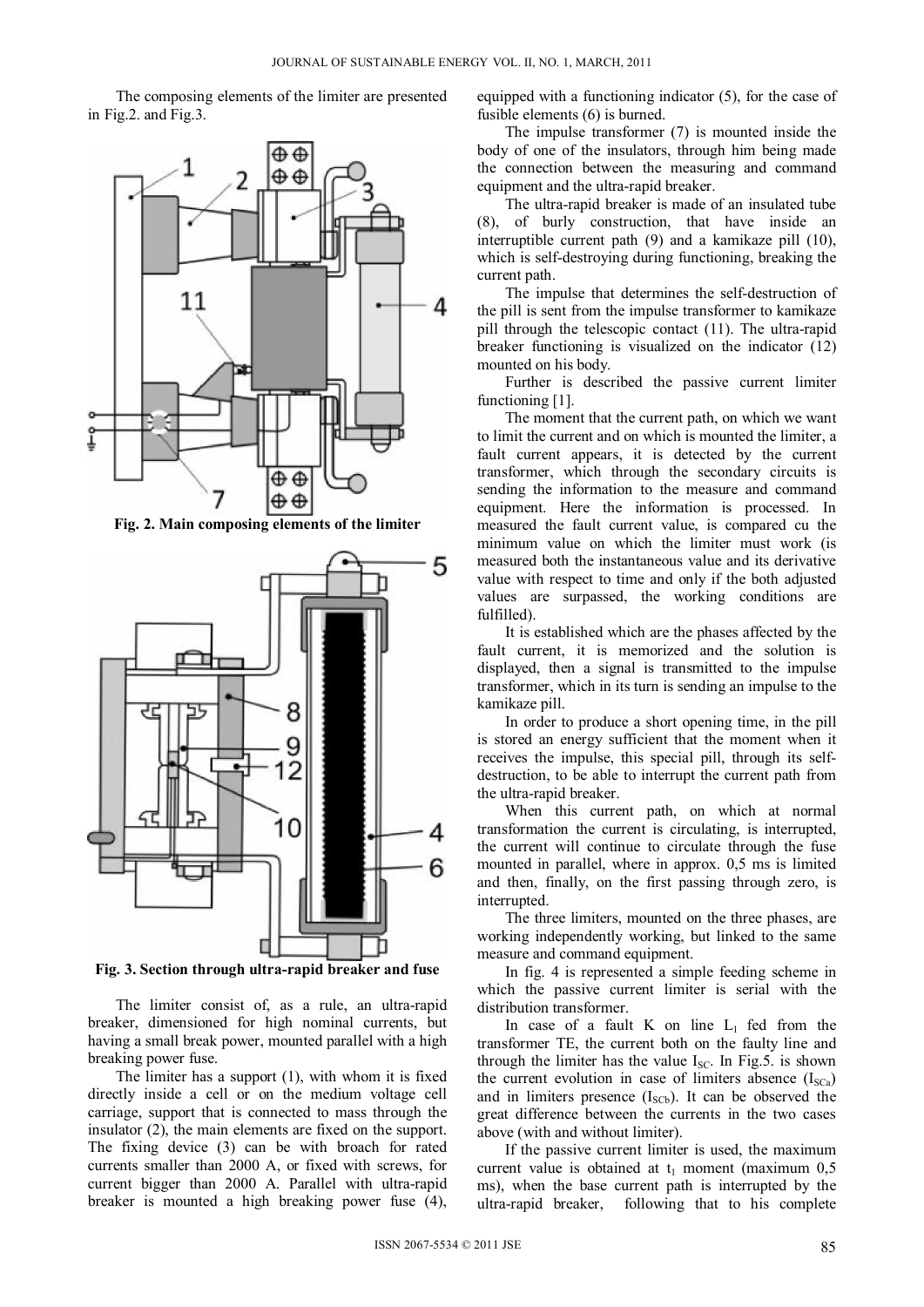The composing elements of the limiter are presented in Fig.2. and Fig.3.

**Fig. 2. Main composing elements of the limiter**

**Fig. 3. Section through ultra-rapid breaker and fuse**

The limiter consist of, as a rule, an ultra-rapid breaker, dimensioned for high nominal currents, but having a small break power, mounted parallel with a high breaking power fuse.

The limiter has a support (1), with whom it is fixed directly inside a cell or on the medium voltage cell carriage, support that is connected to mass through the insulator (2), the main elements are fixed on the support. The fixing device (3) can be with broach for rated currents smaller than 2000 A, or fixed with screws, for current bigger than 2000 A. Parallel with ultra-rapid breaker is mounted a high breaking power fuse (4), equipped with a functioning indicator (5), for the case of fusible elements (6) is burned.

The impulse transformer (7) is mounted inside the body of one of the insulators, through him being made the connection between the measuring and command equipment and the ultra-rapid breaker.

The ultra-rapid breaker is made of an insulated tube (8), of burly construction, that have inside an interruptible current path (9) and a kamikaze pill (10), which is self-destroying during functioning, breaking the current path.

The impulse that determines the self-destruction of the pill is sent from the impulse transformer to kamikaze pill through the telescopic contact (11). The ultra-rapid breaker functioning is visualized on the indicator (12) mounted on his body.

Further is described the passive current limiter functioning [1].

The moment that the current path, on which we want to limit the current and on which is mounted the limiter, a fault current appears, it is detected by the current transformer, which through the secondary circuits is sending the information to the measure and command equipment. Here the information is processed. In measured the fault current value, is compared cu the minimum value on which the limiter must work (is measured both the instantaneous value and its derivative value with respect to time and only if the both adjusted values are surpassed, the working conditions are fulfilled).

It is established which are the phases affected by the fault current, it is memorized and the solution is displayed, then a signal is transmitted to the impulse transformer, which in its turn is sending an impulse to the kamikaze pill.

In order to produce a short opening time, in the pill is stored an energy sufficient that the moment when it receives the impulse, this special pill, through its self-destruction, to be able to interrupt the current path from the ultra-rapid breaker.

When this current path, on which at normal transformation the current is circulating, is interrupted, the current will continue to circulate through the fuse mounted in parallel, where in approx. 0,5 ms is limited and then, finally, on the first passing through zero, is interrupted.

The three limiters, mounted on the three phases, are working independently working, but linked to the same measure and command equipment.

In fig. 4 is represented a simple feeding scheme in which the passive current limiter is serial with the distribution transformer.

In case of a fault K on line $L_1$ fed from the transformer TE, the current both on the faulty line and through the limiter has the value $I_{SC}$. In Fig.5. is shown the current evolution in case of limiters absence ($I_{SCa}$) and in limiters presence ($I_{SCb}$). It can be observed the great difference between the currents in the two cases above (with and without limiter).

If the passive current limiter is used, the maximum current value is obtained at $t_1$ moment (maximum 0,5 ms), when the base current path is interrupted by the ultra-rapid breaker, following that to his complete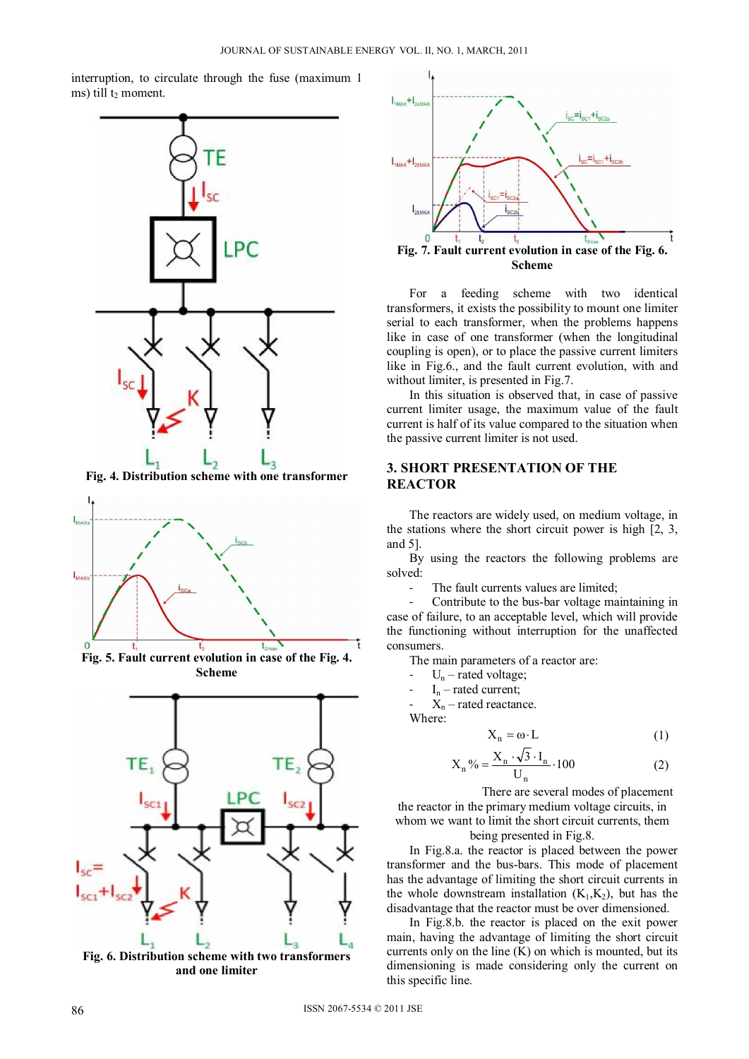interruption, to circulate through the fuse (maximum 1 ms) till $t_2$ moment.

Fig. 4. Distribution scheme with one transformer

Fig. 5. Fault current evolution in case of the Fig. 4. Scheme

Fig. 6. Distribution scheme with two transformers and one limiter

Fig. 7. Fault current evolution in case of the Fig. 6. Scheme

For a feeding scheme with two identical transformers, it exists the possibility to mount one limiter serial to each transformer, when the problems happens like in case of one transformer (when the longitudinal coupling is open), or to place the passive current limiters like in Fig.6., and the fault current evolution, with and without limiter, is presented in Fig.7.

In this situation is observed that, in case of passive current limiter usage, the maximum value of the fault current is half of its value compared to the situation when the passive current limiter is not used.

## 3. SHORT PRESENTATION OF THE REACTOR

The reactors are widely used, on medium voltage, in the stations where the short circuit power is high [2, 3, and 5].

By using the reactors the following problems are solved:

- The fault currents values are limited;
- Contribute to the bus-bar voltage maintaining in case of failure, to an acceptable level, which will provide the functioning without interruption for the unaffected consumers.

The main parameters of a reactor are:

- $U_n$ – rated voltage;
- $I_n$ – rated current;
- $X_n$ – rated reactance.

Where:

$$X_n = \omega \cdot L \tag{1}$$

$$X_n\% = \frac{X_n \cdot \sqrt{3} \cdot I_n}{U_n} \cdot 100 \tag{2}$$

There are several modes of placement the reactor in the primary medium voltage circuits, in whom we want to limit the short circuit currents, them being presented in Fig.8.

In Fig.8.a. the reactor is placed between the power transformer and the bus-bars. This mode of placement has the advantage of limiting the short circuit currents in the whole downstream installation ($K_1$,$K_2$), but has the disadvantage that the reactor must be over dimensioned.

In Fig.8.b. the reactor is placed on the exit power main, having the advantage of limiting the short circuit currents only on the line (K) on which is mounted, but its dimensioning is made considering only the current on this specific line.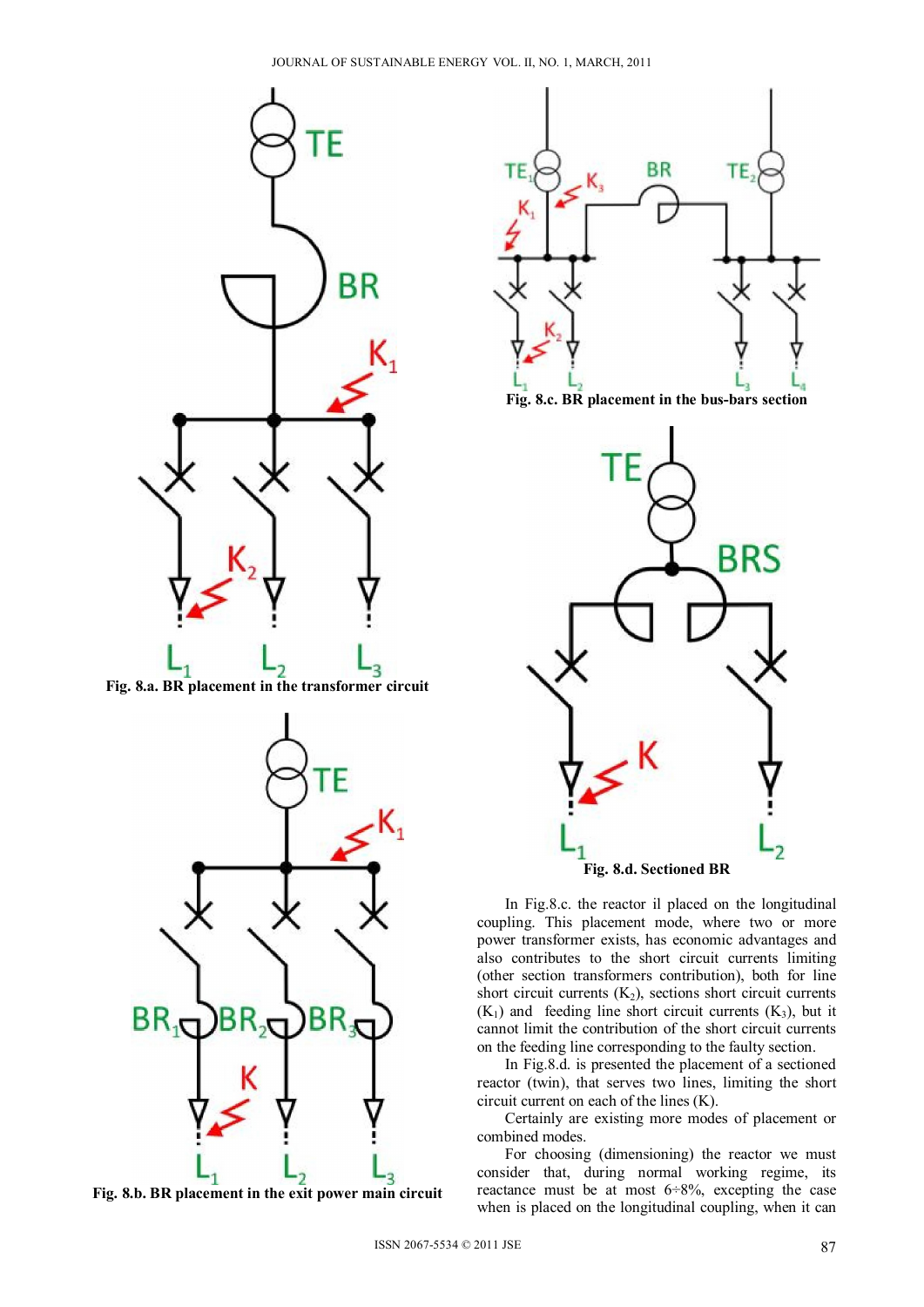Fig. 8.a. BR placement in the transformer circuit

Fig. 8.b. BR placement in the exit power main circuit

Fig. 8.c. BR placement in the bus-bars section

Fig. 8.d. Sectioned BR

In Fig.8.c. the reactor il placed on the longitudinal coupling. This placement mode, where two or more power transformer exists, has economic advantages and also contributes to the short circuit currents limiting (other section transformers contribution), both for line short circuit currents ($K_2$), sections short circuit currents ($K_1$) and feeding line short circuit currents ($K_3$), but it cannot limit the contribution of the short circuit currents on the feeding line corresponding to the faulty section.

In Fig.8.d. is presented the placement of a sectioned reactor (twin), that serves two lines, limiting the short circuit current on each of the lines (K).

Certainly are existing more modes of placement or combined modes.

For choosing (dimensioning) the reactor we must consider that, during normal working regime, its reactance must be at most 6÷8%, excepting the case when is placed on the longitudinal coupling, when it can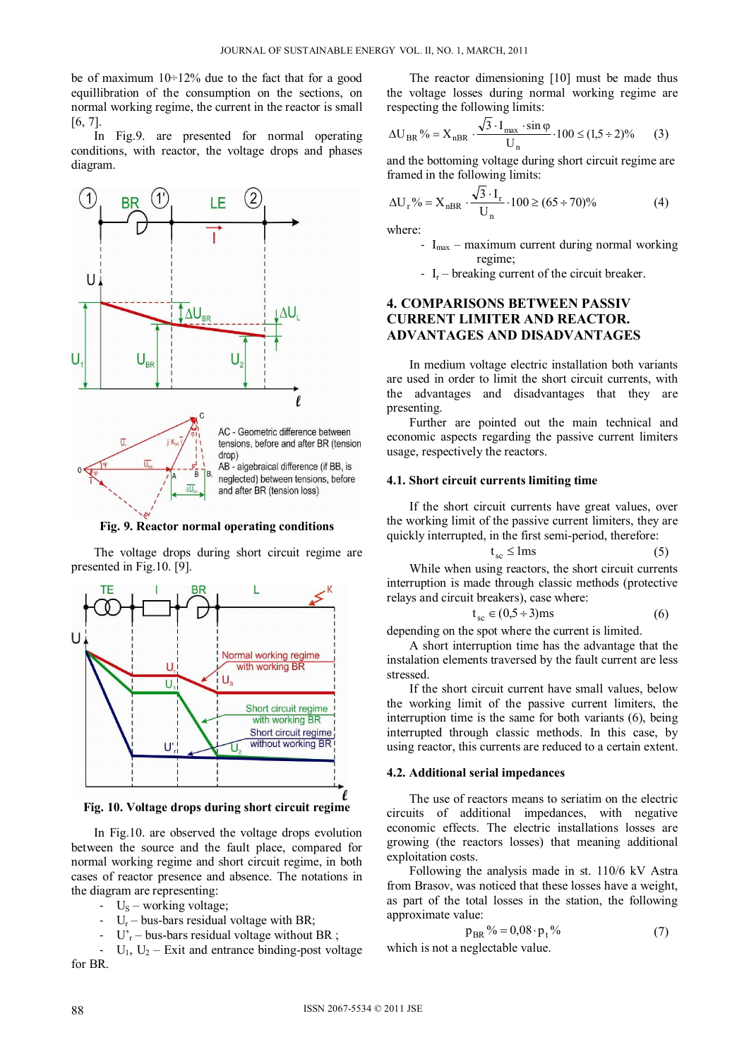be of maximum 10÷12% due to the fact that for a good equillibration of the consumption on the sections, on normal working regime, the current in the reactor is small [6, 7].

In Fig.9. are presented for normal operating conditions, with reactor, the voltage drops and phases diagram.

Fig. 9. Reactor normal operating conditions

The voltage drops during short circuit regime are presented in Fig.10. [9].

Fig. 10. Voltage drops during short circuit regime

In Fig.10. are observed the voltage drops evolution between the source and the fault place, compared for normal working regime and short circuit regime, in both cases of reactor presence and absence. The notations in the diagram are representing:

- $U_S$ – working voltage;
- $U_r$ – bus-bars residual voltage with BR;
- $U'_r$ – bus-bars residual voltage without BR ;
- $U_1$, $U_2$ – Exit and entrance binding-post voltage for BR.

The reactor dimensioning [10] must be made thus the voltage losses during normal working regime are respecting the following limits:

$$\Delta U_{BR}\% = X_{nBR} \cdot \frac{\sqrt{3} \cdot I_{max} \cdot \sin\varphi}{U_n} \cdot 100 \leq (1{,}5 \div 2)\% \qquad (3)$$

and the bottoming voltage during short circuit regime are framed in the following limits:

$$\Delta U_r\% = X_{nBR} \cdot \frac{\sqrt{3} \cdot I_r}{U_n} \cdot 100 \geq (65 \div 70)\% \qquad (4)$$

where:

- $I_{max}$ – maximum current during normal working regime;
- $I_r$ – breaking current of the circuit breaker.

## 4. COMPARISONS BETWEEN PASSIV CURRENT LIMITER AND REACTOR. ADVANTAGES AND DISADVANTAGES

In medium voltage electric installation both variants are used in order to limit the short circuit currents, with the advantages and disadvantages that they are presenting.

Further are pointed out the main technical and economic aspects regarding the passive current limiters usage, respectively the reactors.

### 4.1. Short circuit currents limiting time

If the short circuit currents have great values, over the working limit of the passive current limiters, they are quickly interrupted, in the first semi-period, therefore:

$$t_{sc} \leq 1\text{ms} \qquad (5)$$

While when using reactors, the short circuit currents interruption is made through classic methods (protective relays and circuit breakers), case where:

$$t_{sc} \in (0{,}5 \div 3)\text{ms} \qquad (6)$$

depending on the spot where the current is limited.

A short interruption time has the advantage that the instalation elements traversed by the fault current are less stressed.

If the short circuit current have small values, below the working limit of the passive current limiters, the interruption time is the same for both variants (6), being interrupted through classic methods. In this case, by using reactor, this currents are reduced to a certain extent.

### 4.2. Additional serial impedances

The use of reactors means to seriatim on the electric circuits of additional impedances, with negative economic effects. The electric installations losses are growing (the reactors losses) that meaning additional exploitation costs.

Following the analysis made in st. 110/6 kV Astra from Brasov, was noticed that these losses have a weight, as part of the total losses in the station, the following approximate value:

$$p_{BR}\% = 0{,}08 \cdot p_t\% \qquad (7)$$

which is not a neglectable value.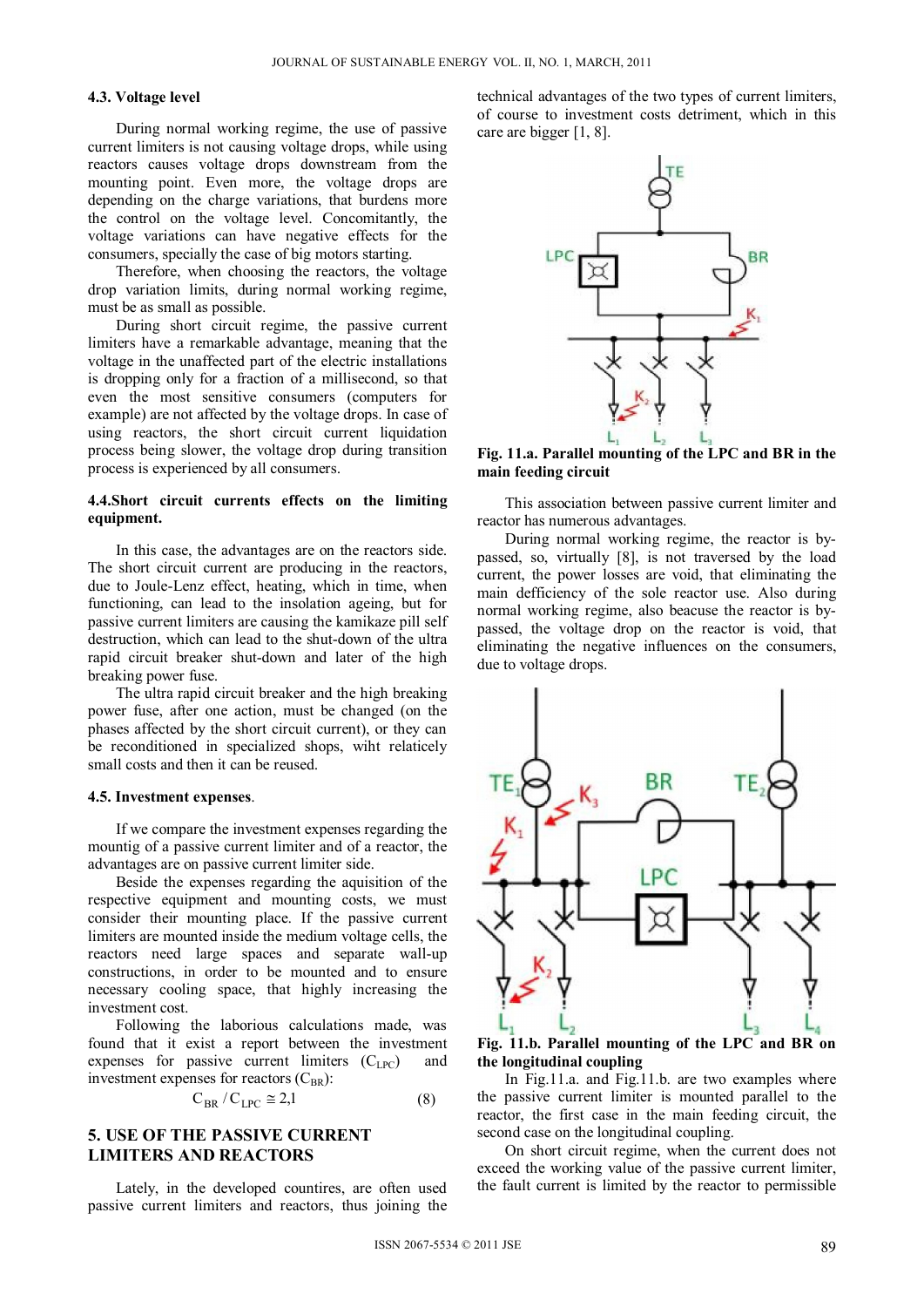### 4.3. Voltage level

During normal working regime, the use of passive current limiters is not causing voltage drops, while using reactors causes voltage drops downstream from the mounting point. Even more, the voltage drops are depending on the charge variations, that burdens more the control on the voltage level. Concomitantly, the voltage variations can have negative effects for the consumers, specially the case of big motors starting.

Therefore, when choosing the reactors, the voltage drop variation limits, during normal working regime, must be as small as possible.

During short circuit regime, the passive current limiters have a remarkable advantage, meaning that the voltage in the unaffected part of the electric installations is dropping only for a fraction of a millisecond, so that even the most sensitive consumers (computers for example) are not affected by the voltage drops. In case of using reactors, the short circuit current liquidation process being slower, the voltage drop during transition process is experienced by all consumers.

### 4.4.Short circuit currents effects on the limiting equipment.

In this case, the advantages are on the reactors side. The short circuit current are producing in the reactors, due to Joule-Lenz effect, heating, which in time, when functioning, can lead to the insolation ageing, but for passive current limiters are causing the kamikaze pill self destruction, which can lead to the shut-down of the ultra rapid circuit breaker shut-down and later of the high breaking power fuse.

The ultra rapid circuit breaker and the high breaking power fuse, after one action, must be changed (on the phases affected by the short circuit current), or they can be reconditioned in specialized shops, wiht relaticely small costs and then it can be reused.

### 4.5. Investment expenses.

If we compare the investment expenses regarding the mountig of a passive current limiter and of a reactor, the advantages are on passive current limiter side.

Beside the expenses regarding the aquisition of the respective equipment and mounting costs, we must consider their mounting place. If the passive current limiters are mounted inside the medium voltage cells, the reactors need large spaces and separate wall-up constructions, in order to be mounted and to ensure necessary cooling space, that highly increasing the investment cost.

Following the laborious calculations made, was found that it exist a report between the investment expenses for passive current limiters ($C_{LPC}$) and investment expenses for reactors ($C_{BR}$):

$$C_{BR} / C_{LPC} \cong 2{,}1 \qquad (8)$$

## 5. USE OF THE PASSIVE CURRENT LIMITERS AND REACTORS

Lately, in the developed countires, are often used passive current limiters and reactors, thus joining the technical advantages of the two types of current limiters, of course to investment costs detriment, which in this care are bigger [1, 8].

**Fig. 11.a. Parallel mounting of the LPC and BR in the main feeding circuit**

This association between passive current limiter and reactor has numerous advantages.

During normal working regime, the reactor is by-passed, so, virtually [8], is not traversed by the load current, the power losses are void, that eliminating the main defficiency of the sole reactor use. Also during normal working regime, also beacuse the reactor is by-passed, the voltage drop on the reactor is void, that eliminating the negative influences on the consumers, due to voltage drops.

**Fig. 11.b. Parallel mounting of the LPC and BR on the longitudinal coupling**

In Fig.11.a. and Fig.11.b. are two examples where the passive current limiter is mounted parallel to the reactor, the first case in the main feeding circuit, the second case on the longitudinal coupling.

On short circuit regime, when the current does not exceed the working value of the passive current limiter, the fault current is limited by the reactor to permissible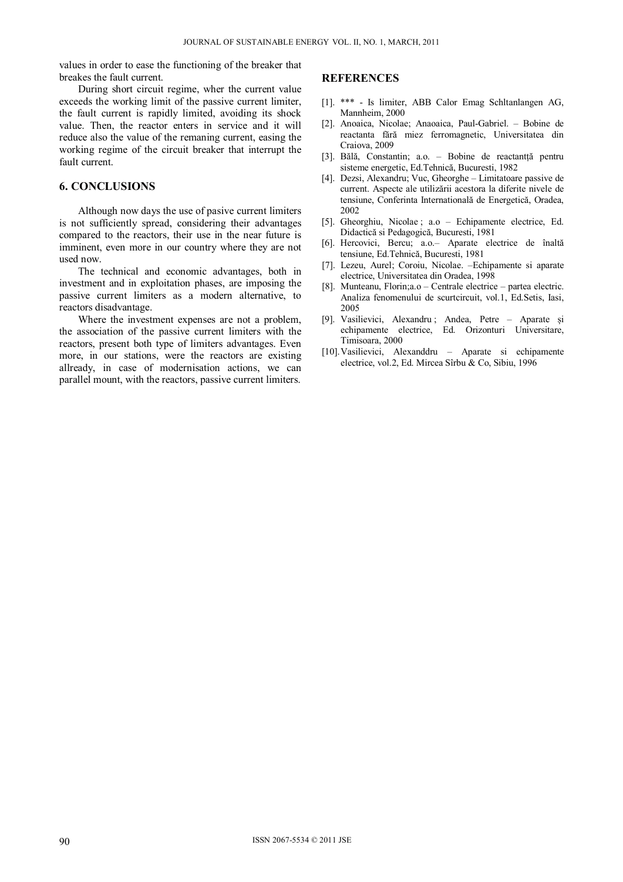values in order to ease the functioning of the breaker that breakes the fault current.

During short circuit regime, wher the current value exceeds the working limit of the passive current limiter, the fault current is rapidly limited, avoiding its shock value. Then, the reactor enters in service and it will reduce also the value of the remaning current, easing the working regime of the circuit breaker that interrupt the fault current.

## 6. CONCLUSIONS

Although now days the use of pasive current limiters is not sufficiently spread, considering their advantages compared to the reactors, their use in the near future is imminent, even more in our country where they are not used now.

The technical and economic advantages, both in investment and in exploitation phases, are imposing the passive current limiters as a modern alternative, to reactors disadvantage.

Where the investment expenses are not a problem, the association of the passive current limiters with the reactors, present both type of limiters advantages. Even more, in our stations, were the reactors are existing allready, in case of modernisation actions, we can parallel mount, with the reactors, passive current limiters.

## REFERENCES

[1]. *** - Is limiter, ABB Calor Emag Schltanlangen AG, Mannheim, 2000

[2]. Anoaica, Nicolae; Anaoaica, Paul-Gabriel. – Bobine de reactanta fără miez ferromagnetic, Universitatea din Craiova, 2009

[3]. Bălă, Constantin; a.o. – Bobine de reactanțţă pentru sisteme energetic, Ed.Tehnică, Bucuresti, 1982

[4]. Dezsi, Alexandru; Vuc, Gheorghe – Limitatoare passive de current. Aspecte ale utilizării acestora la diferite nivele de tensiune, Conferinta Internatională de Energetică, Oradea, 2002

[5]. Gheorghiu, Nicolae ; a.o – Echipamente electrice, Ed. Didactică si Pedagogică, Bucuresti, 1981

[6]. Hercovici, Bercu; a.o.– Aparate electrice de înaltă tensiune, Ed.Tehnică, Bucuresti, 1981

[7]. Lezeu, Aurel; Coroiu, Nicolae. –Echipamente si aparate electrice, Universitatea din Oradea, 1998

[8]. Munteanu, Florin;a.o – Centrale electrice – partea electric. Analiza fenomenului de scurtcircuit, vol.1, Ed.Setis, Iasi, 2005

[9]. Vasilievici, Alexandru ; Andea, Petre – Aparate şi echipamente electrice, Ed. Orizonturi Universitare, Timisoara, 2000

[10]. Vasilievici, Alexanddru – Aparate si echipamente electrice, vol.2, Ed. Mircea Sîrbu & Co, Sibiu, 1996